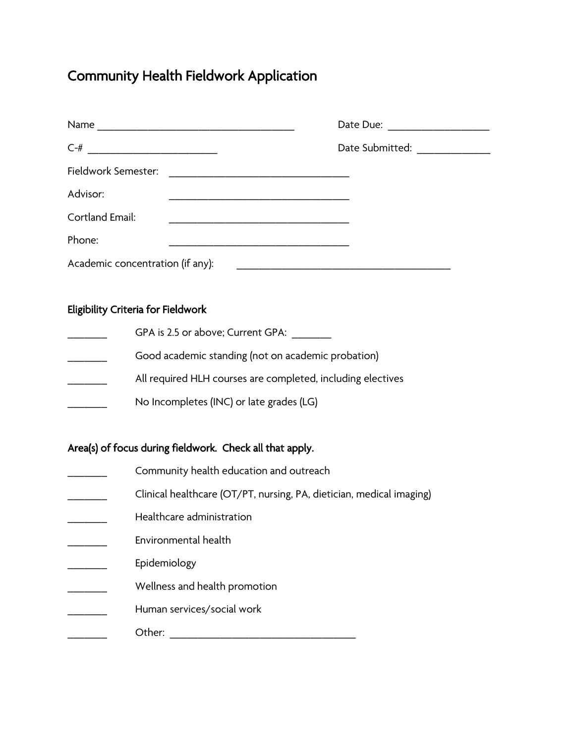# Community Health Fieldwork Application

Name ___________________________________ Date Due: __________________

C-# ______________________ Date Submitted: _____________

Fieldwork Semester: ________________________________

Advisor: ________________________________

Cortland Email: ________________________________

Phone: ________________________________

Academic concentration (if any): ______________________________________

## Eligibility Criteria for Fieldwork

_______ GPA is 2.5 or above; Current GPA: _______

_______ Good academic standing (not on academic probation)

_______ All required HLH courses are completed, including electives

_______ No Incompletes (INC) or late grades (LG)

## Area(s) of focus during fieldwork. Check all that apply.

_______ Community health education and outreach

_______ Clinical healthcare (OT/PT, nursing, PA, dietician, medical imaging)

_______ Healthcare administration

_______ Environmental health

_______ Epidemiology

_______ Wellness and health promotion

_______ Human services/social work

_______ Other: _________________________________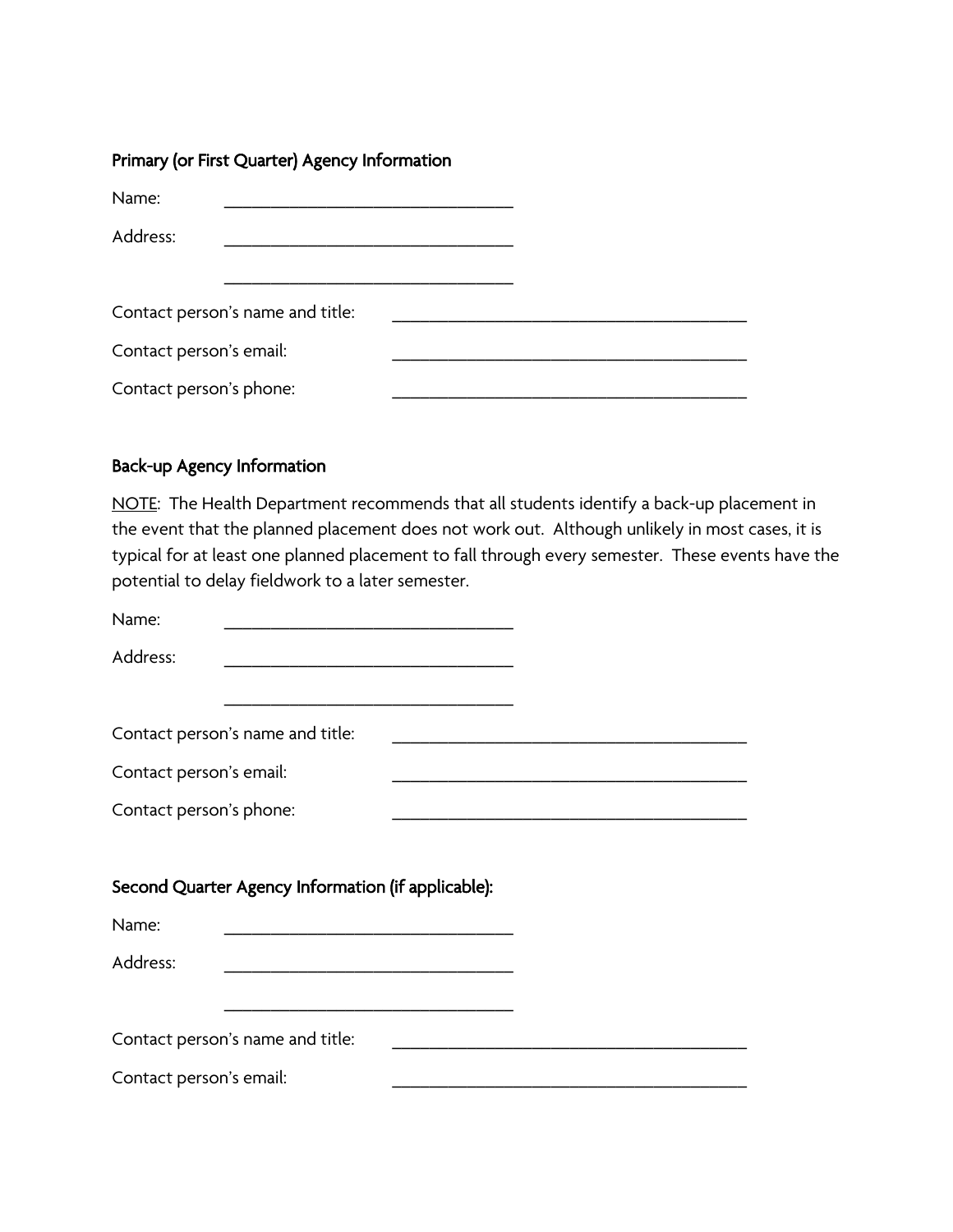### Primary (or First Quarter) Agency Information

Name: ________________________________

Address: ________________________________

________________________________

Contact person's name and title: ________________________________________

Contact person's email: ________________________________________

Contact person's phone: ________________________________________

### Back-up Agency Information

<u>NOTE</u>: The Health Department recommends that all students identify a back-up placement in the event that the planned placement does not work out. Although unlikely in most cases, it is typical for at least one planned placement to fall through every semester. These events have the potential to delay fieldwork to a later semester.

Name: ________________________________

Address: ________________________________

________________________________

Contact person's name and title: ________________________________________

Contact person's email: ________________________________________

Contact person's phone: ________________________________________

### Second Quarter Agency Information (if applicable):

Name: ________________________________

Address: ________________________________

________________________________

Contact person's name and title: ________________________________________

Contact person's email: ________________________________________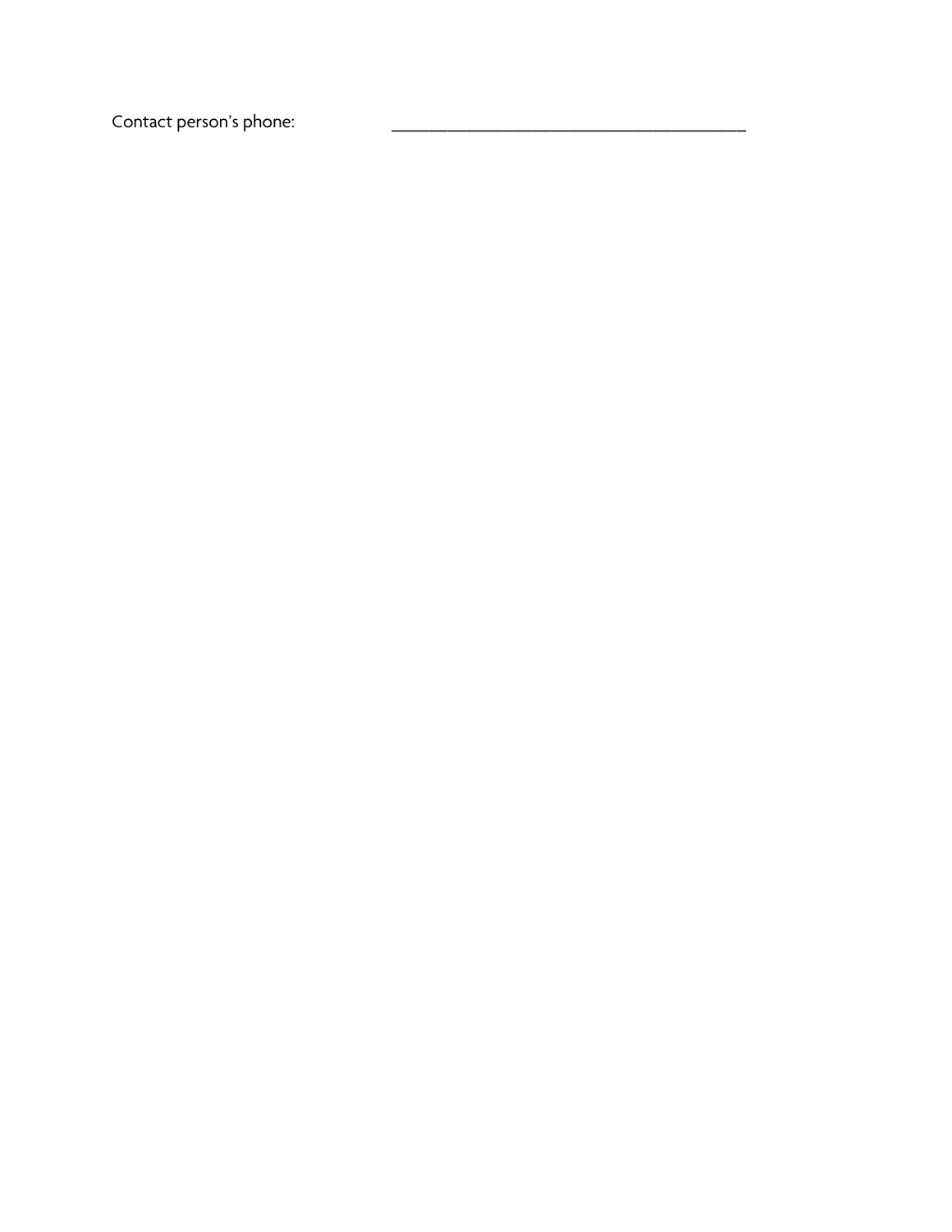Contact person's phone: ______________________________________